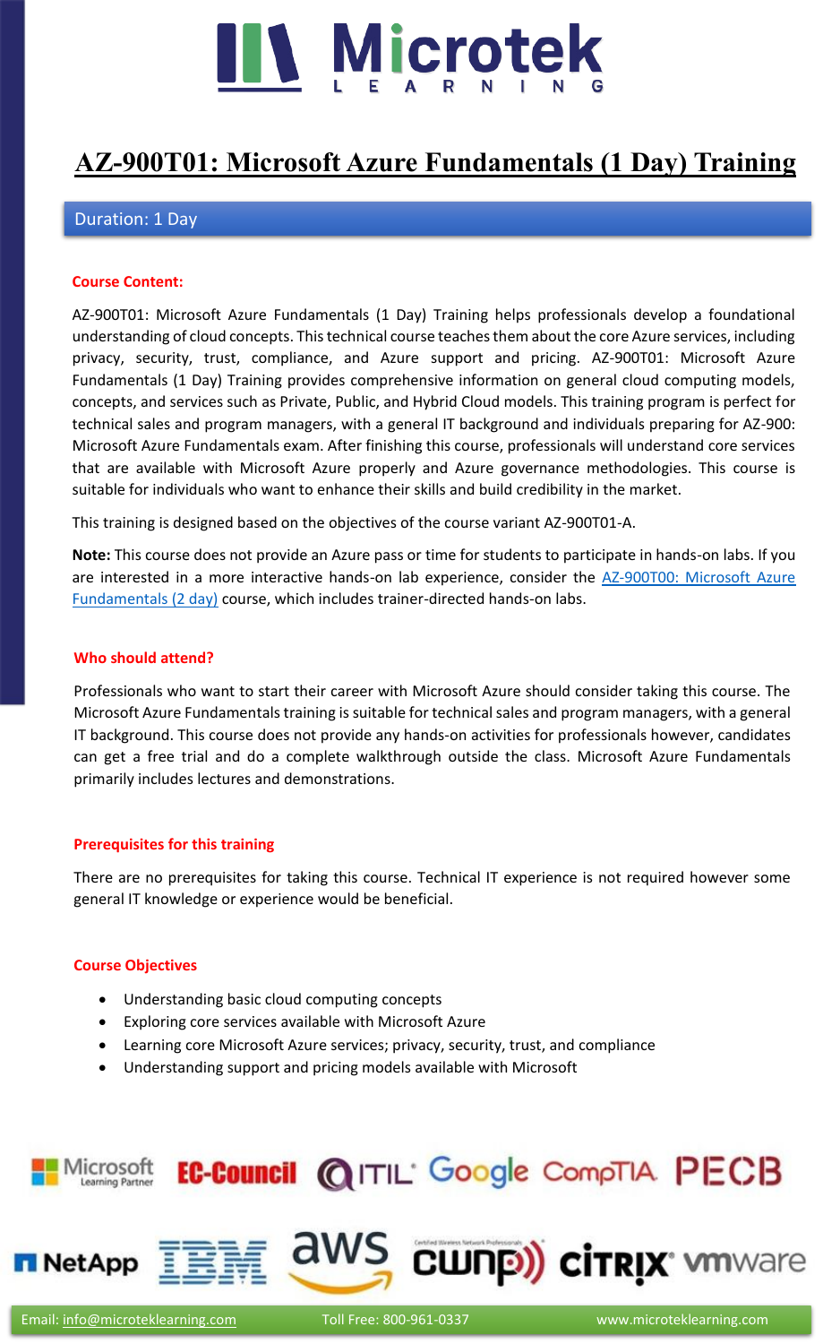# AZ-900T01: Microsoft Azure Fundamentals (1 Day) Training

Duration: 1 Day

### Course Content:

AZ-900T01: Microsoft Azure Fundamentals (1 Day) Training helps professionals develop a foundational understanding of cloud concepts. This technical course teaches them about the core Azure services, including privacy, security, trust, compliance, and Azure support and pricing. AZ-900T01: Microsoft Azure Fundamentals (1 Day) Training provides comprehensive information on general cloud computing models, concepts, and services such as Private, Public, and Hybrid Cloud models. This training program is perfect for technical sales and program managers, with a general IT background and individuals preparing for AZ-900: Microsoft Azure Fundamentals exam. After finishing this course, professionals will understand core services that are available with Microsoft Azure properly and Azure governance methodologies. This course is suitable for individuals who want to enhance their skills and build credibility in the market.

This training is designed based on the objectives of the course variant AZ-900T01-A.

**Note:** This course does not provide an Azure pass or time for students to participate in hands-on labs. If you are interested in a more interactive hands-on lab experience, consider the AZ-900T00: Microsoft Azure Fundamentals (2 day) course, which includes trainer-directed hands-on labs.

### Who should attend?

Professionals who want to start their career with Microsoft Azure should consider taking this course. The Microsoft Azure Fundamentals training is suitable for technical sales and program managers, with a general IT background. This course does not provide any hands-on activities for professionals however, candidates can get a free trial and do a complete walkthrough outside the class. Microsoft Azure Fundamentals primarily includes lectures and demonstrations.

### Prerequisites for this training

There are no prerequisites for taking this course. Technical IT experience is not required however some general IT knowledge or experience would be beneficial.

### Course Objectives

- Understanding basic cloud computing concepts
- Exploring core services available with Microsoft Azure
- Learning core Microsoft Azure services; privacy, security, trust, and compliance
- Understanding support and pricing models available with Microsoft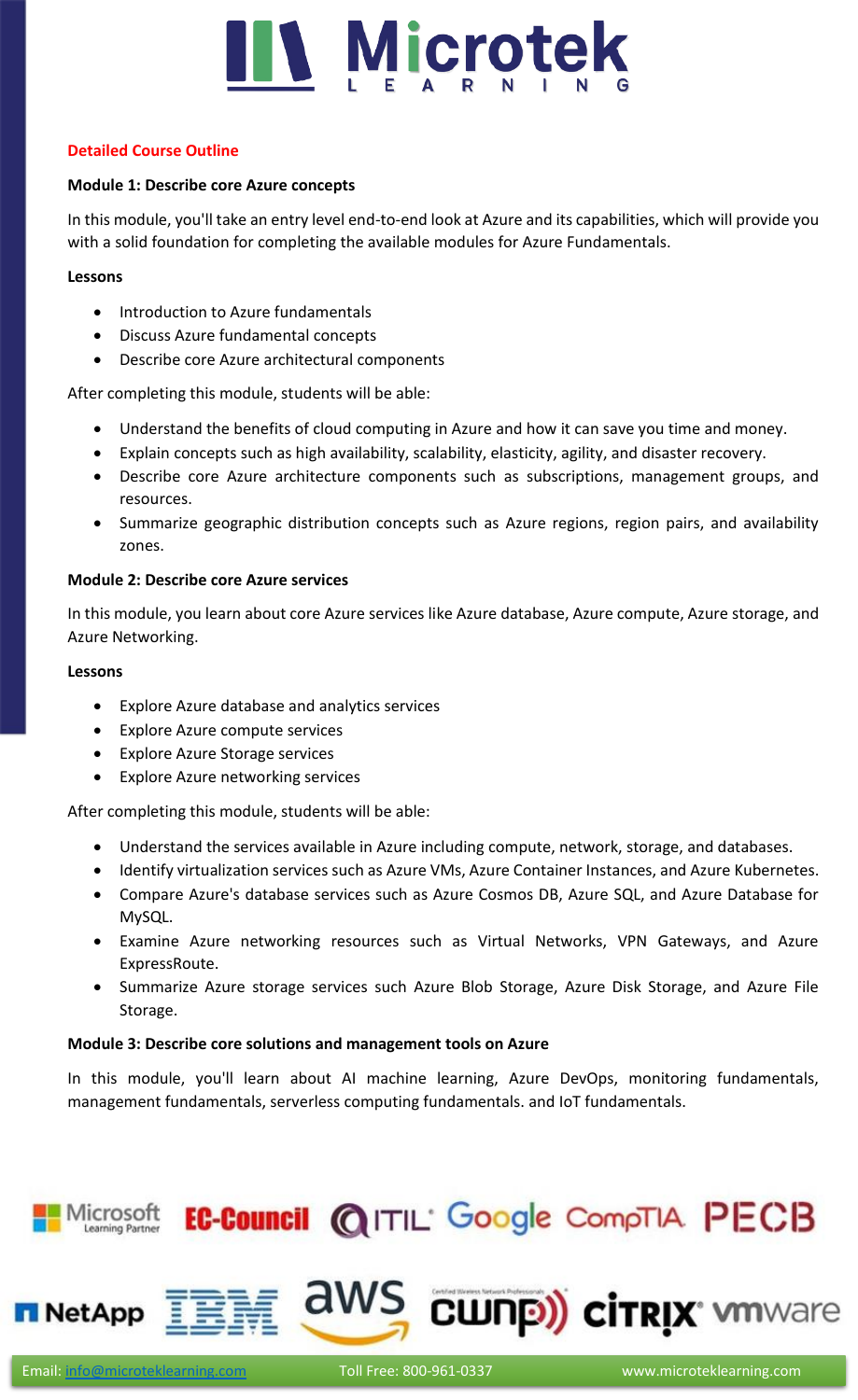## Detailed Course Outline

### Module 1: Describe core Azure concepts

In this module, you'll take an entry level end-to-end look at Azure and its capabilities, which will provide you with a solid foundation for completing the available modules for Azure Fundamentals.

**Lessons**

- Introduction to Azure fundamentals
- Discuss Azure fundamental concepts
- Describe core Azure architectural components

After completing this module, students will be able:

- Understand the benefits of cloud computing in Azure and how it can save you time and money.
- Explain concepts such as high availability, scalability, elasticity, agility, and disaster recovery.
- Describe core Azure architecture components such as subscriptions, management groups, and resources.
- Summarize geographic distribution concepts such as Azure regions, region pairs, and availability zones.

### Module 2: Describe core Azure services

In this module, you learn about core Azure services like Azure database, Azure compute, Azure storage, and Azure Networking.

**Lessons**

- Explore Azure database and analytics services
- Explore Azure compute services
- Explore Azure Storage services
- Explore Azure networking services

After completing this module, students will be able:

- Understand the services available in Azure including compute, network, storage, and databases.
- Identify virtualization services such as Azure VMs, Azure Container Instances, and Azure Kubernetes.
- Compare Azure's database services such as Azure Cosmos DB, Azure SQL, and Azure Database for MySQL.
- Examine Azure networking resources such as Virtual Networks, VPN Gateways, and Azure ExpressRoute.
- Summarize Azure storage services such Azure Blob Storage, Azure Disk Storage, and Azure File Storage.

### Module 3: Describe core solutions and management tools on Azure

In this module, you'll learn about AI machine learning, Azure DevOps, monitoring fundamentals, management fundamentals, serverless computing fundamentals. and IoT fundamentals.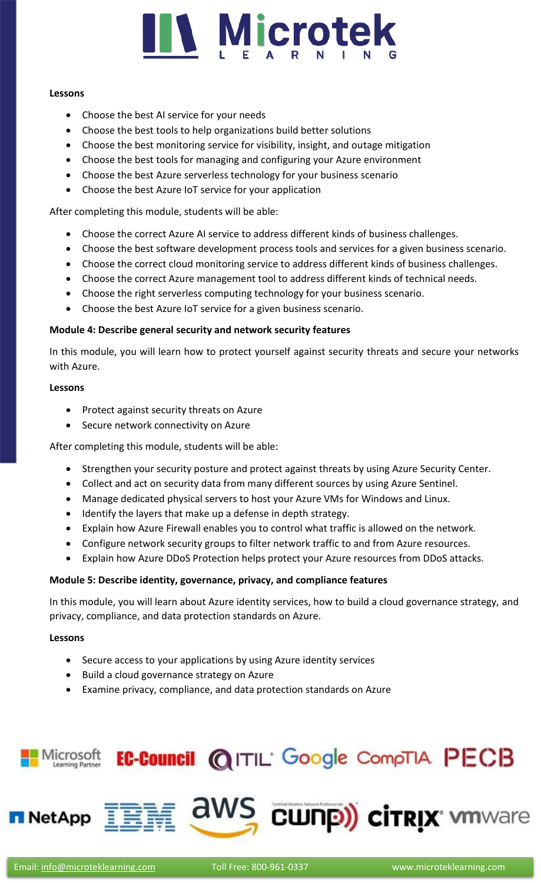**Lessons**

- Choose the best AI service for your needs
- Choose the best tools to help organizations build better solutions
- Choose the best monitoring service for visibility, insight, and outage mitigation
- Choose the best tools for managing and configuring your Azure environment
- Choose the best Azure serverless technology for your business scenario
- Choose the best Azure IoT service for your application

After completing this module, students will be able:

- Choose the correct Azure AI service to address different kinds of business challenges.
- Choose the best software development process tools and services for a given business scenario.
- Choose the correct cloud monitoring service to address different kinds of business challenges.
- Choose the correct Azure management tool to address different kinds of technical needs.
- Choose the right serverless computing technology for your business scenario.
- Choose the best Azure IoT service for a given business scenario.

**Module 4: Describe general security and network security features**

In this module, you will learn how to protect yourself against security threats and secure your networks with Azure.

**Lessons**

- Protect against security threats on Azure
- Secure network connectivity on Azure

After completing this module, students will be able:

- Strengthen your security posture and protect against threats by using Azure Security Center.
- Collect and act on security data from many different sources by using Azure Sentinel.
- Manage dedicated physical servers to host your Azure VMs for Windows and Linux.
- Identify the layers that make up a defense in depth strategy.
- Explain how Azure Firewall enables you to control what traffic is allowed on the network.
- Configure network security groups to filter network traffic to and from Azure resources.
- Explain how Azure DDoS Protection helps protect your Azure resources from DDoS attacks.

**Module 5: Describe identity, governance, privacy, and compliance features**

In this module, you will learn about Azure identity services, how to build a cloud governance strategy, and privacy, compliance, and data protection standards on Azure.

**Lessons**

- Secure access to your applications by using Azure identity services
- Build a cloud governance strategy on Azure
- Examine privacy, compliance, and data protection standards on Azure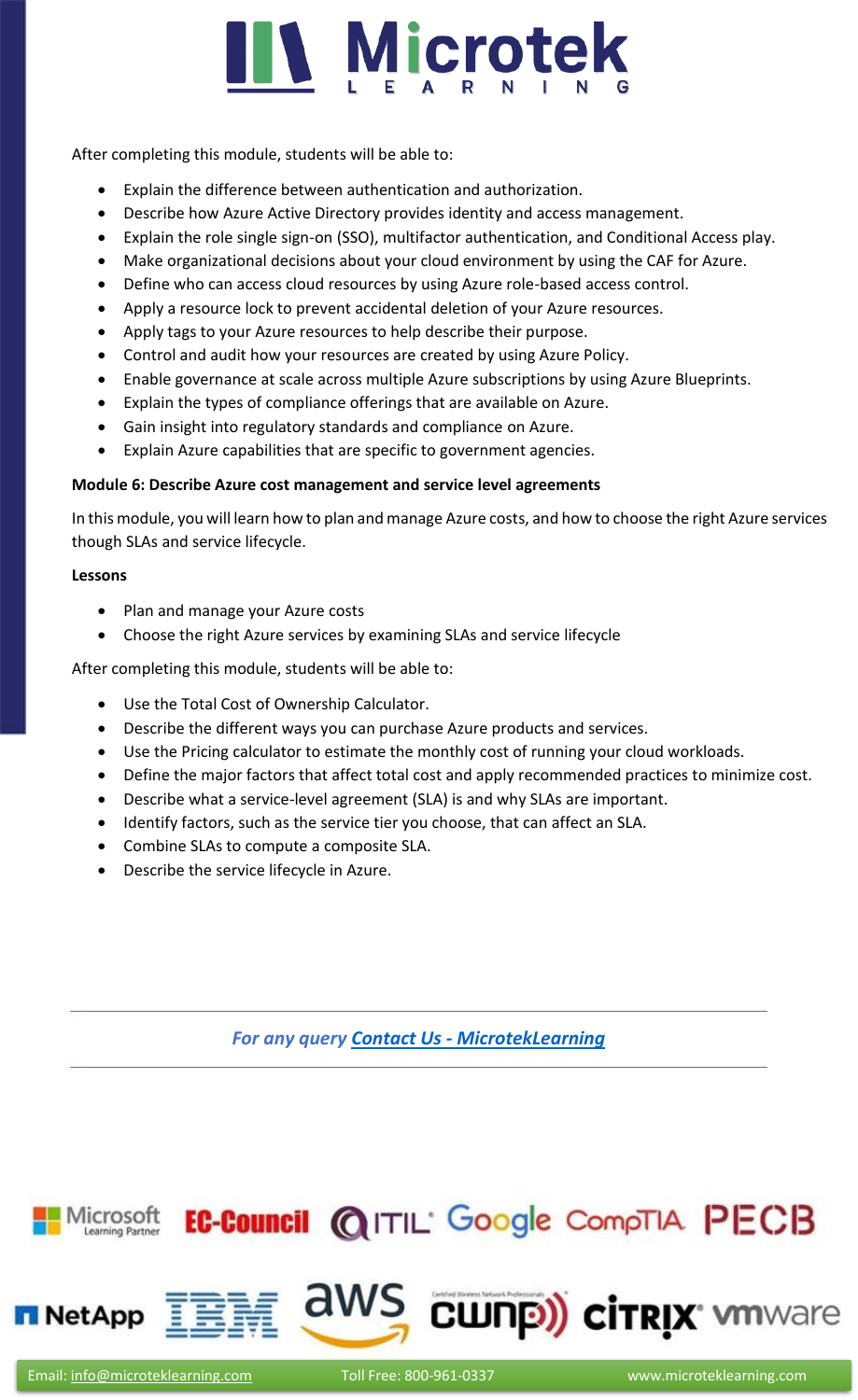After completing this module, students will be able to:

- Explain the difference between authentication and authorization.
- Describe how Azure Active Directory provides identity and access management.
- Explain the role single sign-on (SSO), multifactor authentication, and Conditional Access play.
- Make organizational decisions about your cloud environment by using the CAF for Azure.
- Define who can access cloud resources by using Azure role-based access control.
- Apply a resource lock to prevent accidental deletion of your Azure resources.
- Apply tags to your Azure resources to help describe their purpose.
- Control and audit how your resources are created by using Azure Policy.
- Enable governance at scale across multiple Azure subscriptions by using Azure Blueprints.
- Explain the types of compliance offerings that are available on Azure.
- Gain insight into regulatory standards and compliance on Azure.
- Explain Azure capabilities that are specific to government agencies.

**Module 6: Describe Azure cost management and service level agreements**

In this module, you will learn how to plan and manage Azure costs, and how to choose the right Azure services though SLAs and service lifecycle.

**Lessons**

- Plan and manage your Azure costs
- Choose the right Azure services by examining SLAs and service lifecycle

After completing this module, students will be able to:

- Use the Total Cost of Ownership Calculator.
- Describe the different ways you can purchase Azure products and services.
- Use the Pricing calculator to estimate the monthly cost of running your cloud workloads.
- Define the major factors that affect total cost and apply recommended practices to minimize cost.
- Describe what a service-level agreement (SLA) is and why SLAs are important.
- Identify factors, such as the service tier you choose, that can affect an SLA.
- Combine SLAs to compute a composite SLA.
- Describe the service lifecycle in Azure.

*For any query [Contact Us - MicrotekLearning]()*